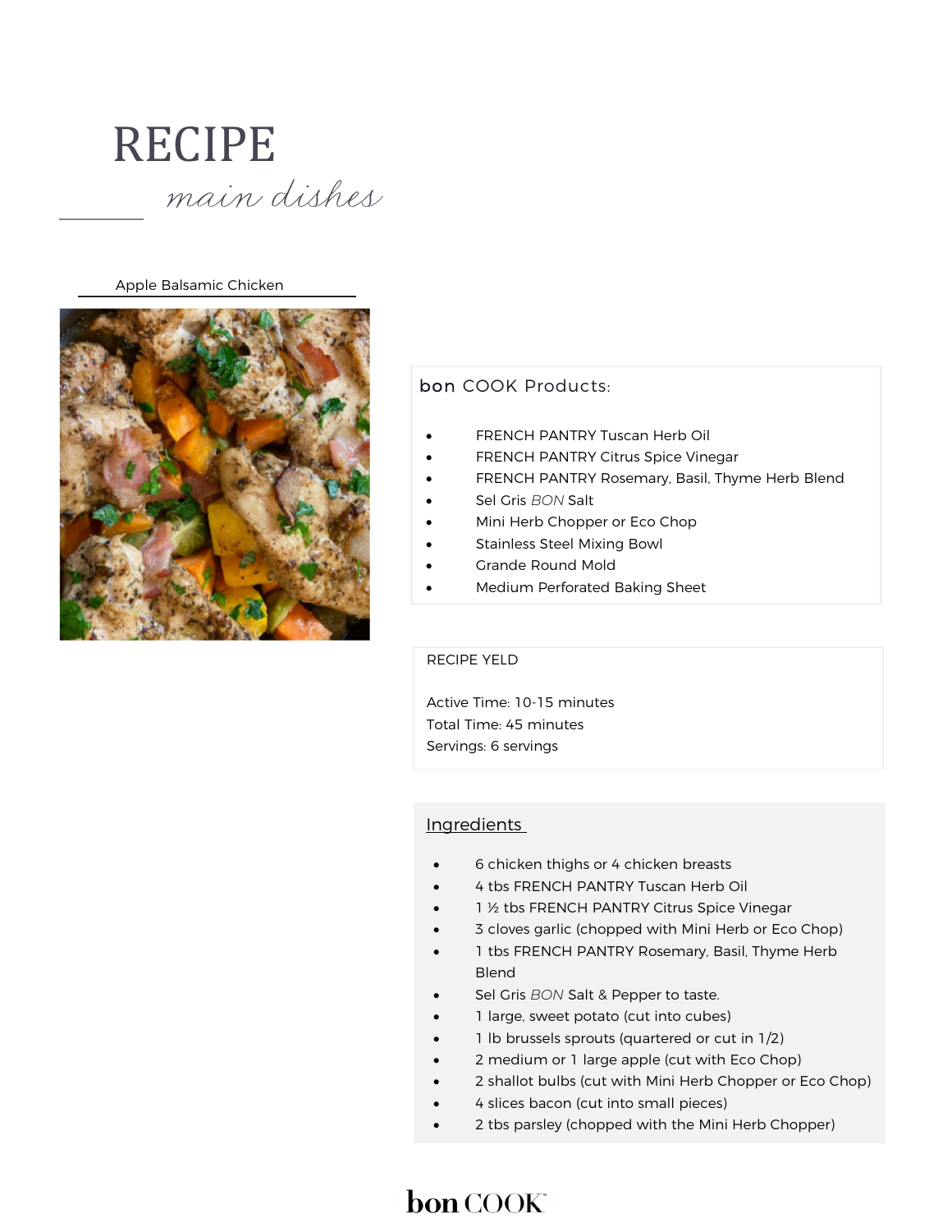# RECIPE

*main dishes*

## Apple Balsamic Chicken

### bon COOK Products:

- FRENCH PANTRY Tuscan Herb Oil
- FRENCH PANTRY Citrus Spice Vinegar
- FRENCH PANTRY Rosemary, Basil, Thyme Herb Blend
- Sel Gris *BON* Salt
- Mini Herb Chopper or Eco Chop
- Stainless Steel Mixing Bowl
- Grande Round Mold
- Medium Perforated Baking Sheet

### RECIPE YELD

Active Time: 10-15 minutes
Total Time: 45 minutes
Servings: 6 servings

### Ingredients

- 6 chicken thighs or 4 chicken breasts
- 4 tbs FRENCH PANTRY Tuscan Herb Oil
- 1 ½ tbs FRENCH PANTRY Citrus Spice Vinegar
- 3 cloves garlic (chopped with Mini Herb or Eco Chop)
- 1 tbs FRENCH PANTRY Rosemary, Basil, Thyme Herb Blend
- Sel Gris *BON* Salt & Pepper to taste.
- 1 large, sweet potato (cut into cubes)
- 1 lb brussels sprouts (quartered or cut in 1/2)
- 2 medium or 1 large apple (cut with Eco Chop)
- 2 shallot bulbs (cut with Mini Herb Chopper or Eco Chop)
- 4 slices bacon (cut into small pieces)
- 2 tbs parsley (chopped with the Mini Herb Chopper)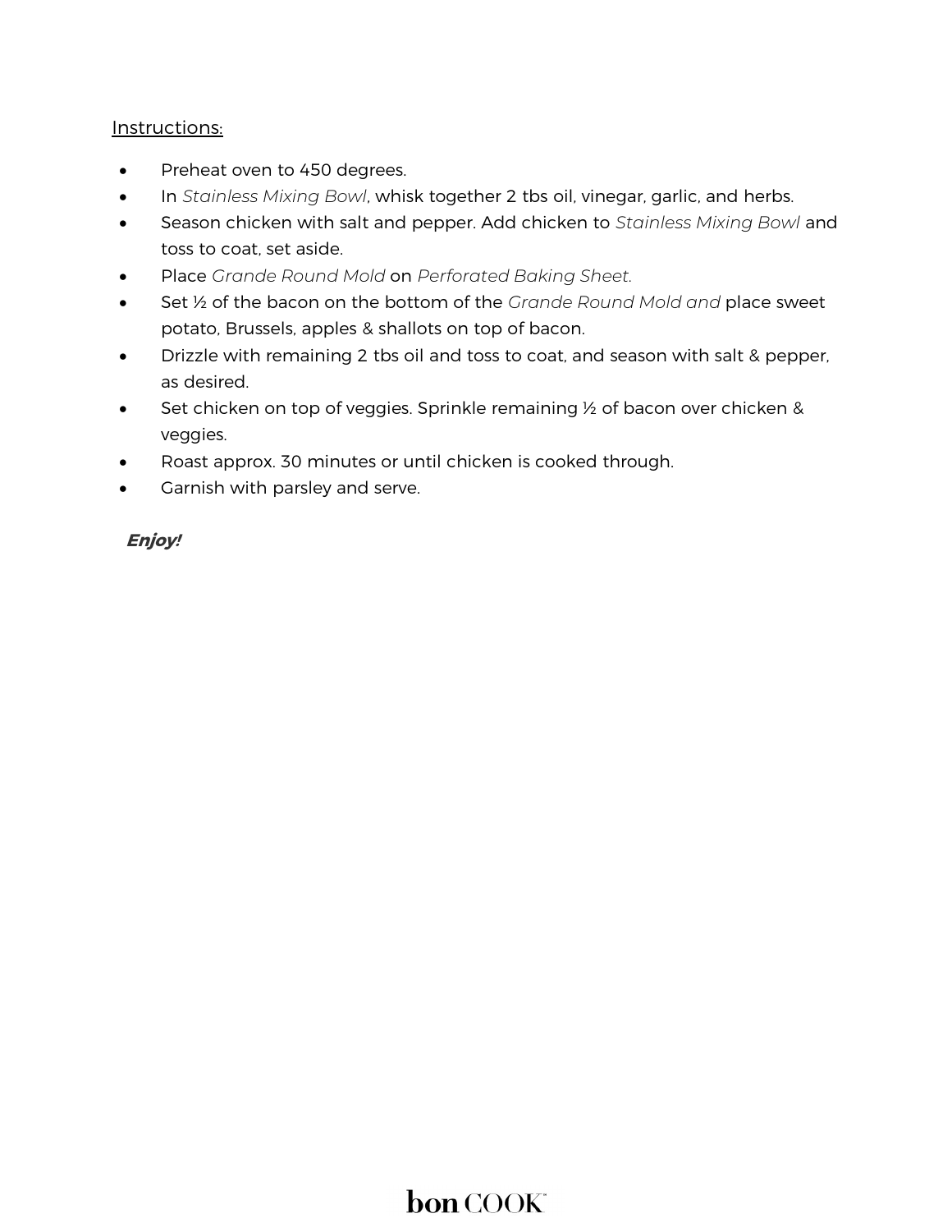Instructions:

- Preheat oven to 450 degrees.
- In *Stainless Mixing Bowl*, whisk together 2 tbs oil, vinegar, garlic, and herbs.
- Season chicken with salt and pepper. Add chicken to *Stainless Mixing Bowl* and toss to coat, set aside.
- Place *Grande Round Mold* on *Perforated Baking Sheet*.
- Set ½ of the bacon on the bottom of the *Grande Round Mold and* place sweet potato, Brussels, apples & shallots on top of bacon.
- Drizzle with remaining 2 tbs oil and toss to coat, and season with salt & pepper, as desired.
- Set chicken on top of veggies. Sprinkle remaining ½ of bacon over chicken & veggies.
- Roast approx. 30 minutes or until chicken is cooked through.
- Garnish with parsley and serve.

***Enjoy!***